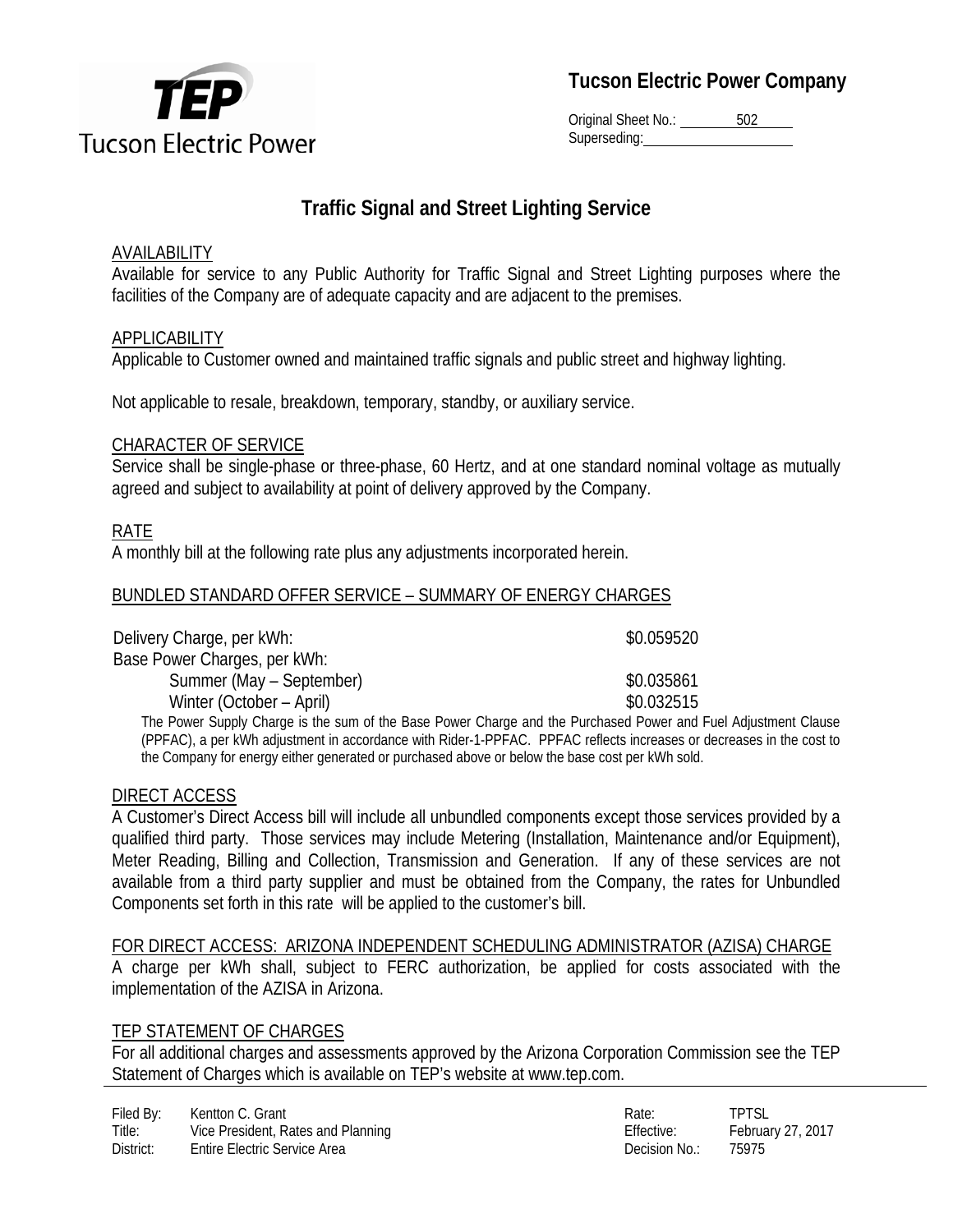**Tucson Electric Power Company**

Original Sheet No.: 502
Superseding:

# Traffic Signal and Street Lighting Service

## AVAILABILITY

Available for service to any Public Authority for Traffic Signal and Street Lighting purposes where the facilities of the Company are of adequate capacity and are adjacent to the premises.

## APPLICABILITY

Applicable to Customer owned and maintained traffic signals and public street and highway lighting.

Not applicable to resale, breakdown, temporary, standby, or auxiliary service.

## CHARACTER OF SERVICE

Service shall be single-phase or three-phase, 60 Hertz, and at one standard nominal voltage as mutually agreed and subject to availability at point of delivery approved by the Company.

## RATE

A monthly bill at the following rate plus any adjustments incorporated herein.

## BUNDLED STANDARD OFFER SERVICE – SUMMARY OF ENERGY CHARGES

| | |
|---|---|
| Delivery Charge, per kWh: | \$0.059520 |
| Base Power Charges, per kWh: | |
| Summer (May – September) | \$0.035861 |
| Winter (October – April) | \$0.032515 |

The Power Supply Charge is the sum of the Base Power Charge and the Purchased Power and Fuel Adjustment Clause (PPFAC), a per kWh adjustment in accordance with Rider-1-PPFAC. PPFAC reflects increases or decreases in the cost to the Company for energy either generated or purchased above or below the base cost per kWh sold.

## DIRECT ACCESS

A Customer's Direct Access bill will include all unbundled components except those services provided by a qualified third party. Those services may include Metering (Installation, Maintenance and/or Equipment), Meter Reading, Billing and Collection, Transmission and Generation. If any of these services are not available from a third party supplier and must be obtained from the Company, the rates for Unbundled Components set forth in this rate will be applied to the customer's bill.

## FOR DIRECT ACCESS: ARIZONA INDEPENDENT SCHEDULING ADMINISTRATOR (AZISA) CHARGE

A charge per kWh shall, subject to FERC authorization, be applied for costs associated with the implementation of the AZISA in Arizona.

## TEP STATEMENT OF CHARGES

For all additional charges and assessments approved by the Arizona Corporation Commission see the TEP Statement of Charges which is available on TEP's website at www.tep.com.

| | | | |
|---|---|---|---|
| Filed By: | Kentton C. Grant | Rate: | TPTSL |
| Title: | Vice President, Rates and Planning | Effective: | February 27, 2017 |
| District: | Entire Electric Service Area | Decision No.: | 75975 |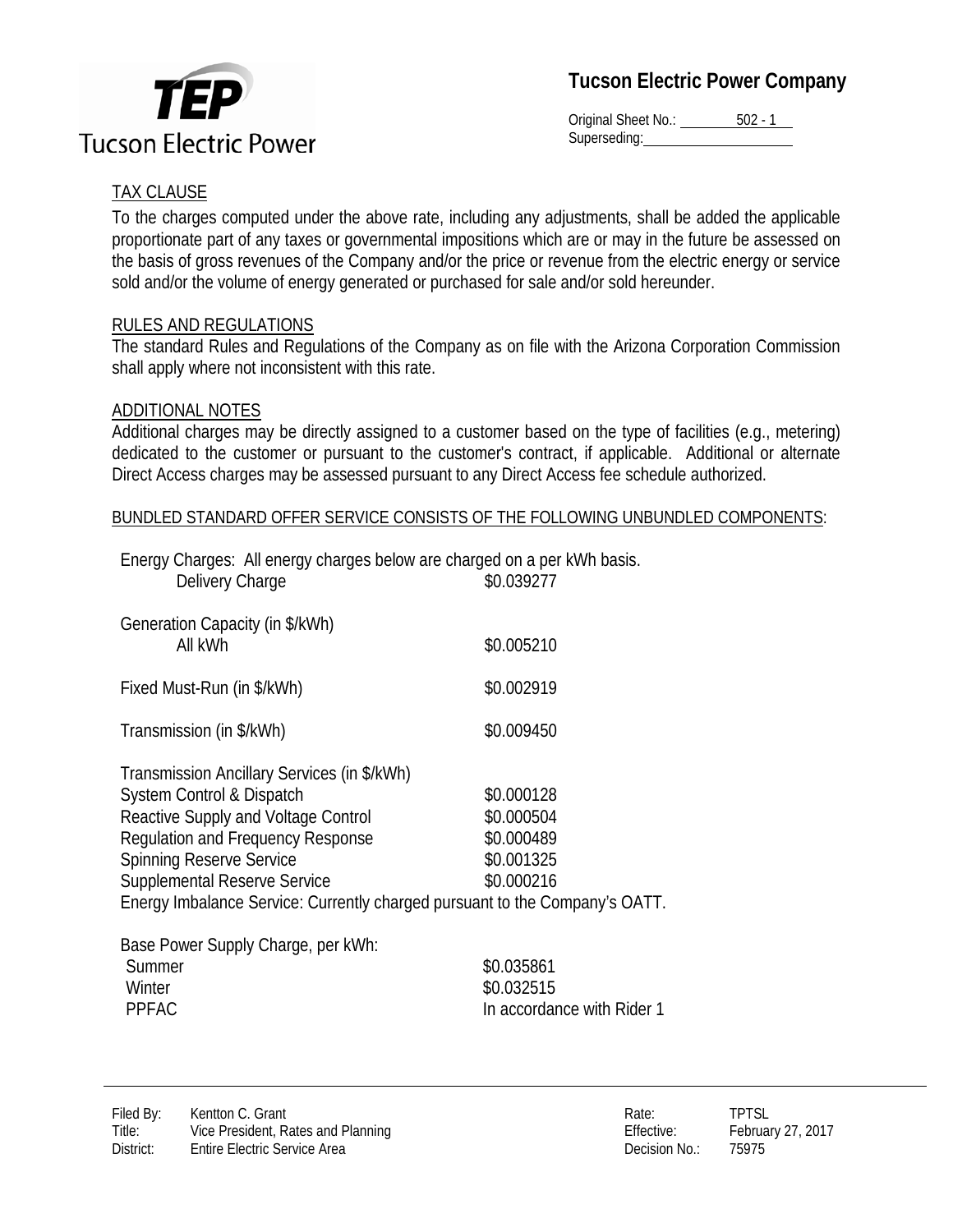## TAX CLAUSE

To the charges computed under the above rate, including any adjustments, shall be added the applicable proportionate part of any taxes or governmental impositions which are or may in the future be assessed on the basis of gross revenues of the Company and/or the price or revenue from the electric energy or service sold and/or the volume of energy generated or purchased for sale and/or sold hereunder.

## RULES AND REGULATIONS

The standard Rules and Regulations of the Company as on file with the Arizona Corporation Commission shall apply where not inconsistent with this rate.

## ADDITIONAL NOTES

Additional charges may be directly assigned to a customer based on the type of facilities (e.g., metering) dedicated to the customer or pursuant to the customer's contract, if applicable. Additional or alternate Direct Access charges may be assessed pursuant to any Direct Access fee schedule authorized.

## BUNDLED STANDARD OFFER SERVICE CONSISTS OF THE FOLLOWING UNBUNDLED COMPONENTS:

Energy Charges: All energy charges below are charged on a per kWh basis.

| | |
|---|---|
| Delivery Charge | $0.039277 |
| Generation Capacity (in $/kWh) | |
| All kWh | $0.005210 |
| Fixed Must-Run (in $/kWh) | $0.002919 |
| Transmission (in $/kWh) | $0.009450 |
| Transmission Ancillary Services (in $/kWh) | |
| System Control & Dispatch | $0.000128 |
| Reactive Supply and Voltage Control | $0.000504 |
| Regulation and Frequency Response | $0.000489 |
| Spinning Reserve Service | $0.001325 |
| Supplemental Reserve Service | $0.000216 |

Energy Imbalance Service: Currently charged pursuant to the Company's OATT.

| | |
|---|---|
| Base Power Supply Charge, per kWh: | |
| Summer | $0.035861 |
| Winter | $0.032515 |
| PPFAC | In accordance with Rider 1 |